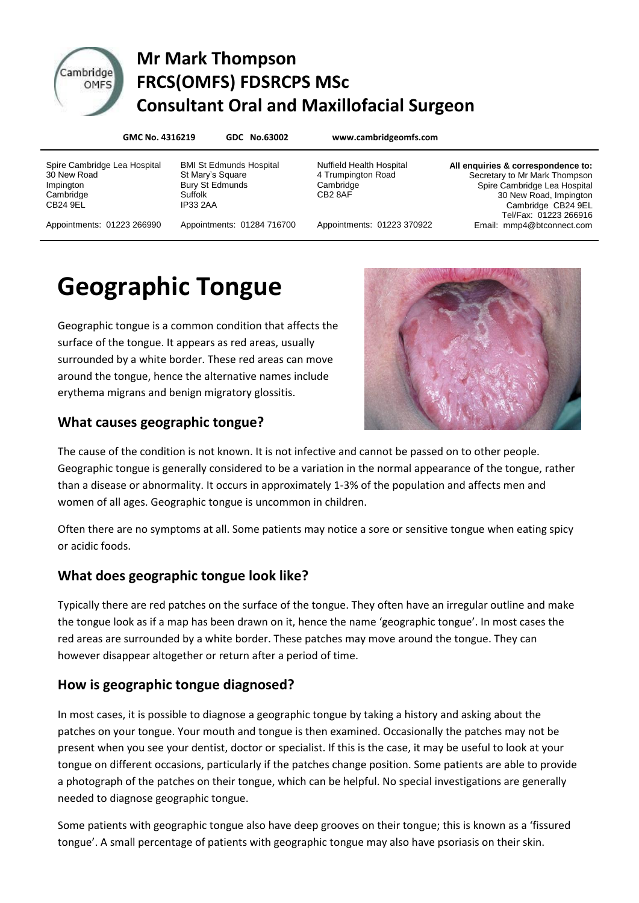# Mr Mark Thompson
# FRCS(OMFS) FDSRCPS MSc
# Consultant Oral and Maxillofacial Surgeon

**GMC No. 4316219** **GDC No.63002** **www.cambridgeomfs.com**

Spire Cambridge Lea Hospital
30 New Road
Impington
Cambridge
CB24 9EL

Appointments: 01223 266990

BMI St Edmunds Hospital
St Mary's Square
Bury St Edmunds
Suffolk
IP33 2AA

Appointments: 01284 716700

Nuffield Health Hospital
4 Trumpington Road
Cambridge
CB2 8AF

Appointments: 01223 370922

**All enquiries & correspondence to:**
Secretary to Mr Mark Thompson
Spire Cambridge Lea Hospital
30 New Road, Impington
Cambridge CB24 9EL
Tel/Fax: 01223 266916
Email: mmp4@btconnect.com

# Geographic Tongue

Geographic tongue is a common condition that affects the surface of the tongue. It appears as red areas, usually surrounded by a white border. These red areas can move around the tongue, hence the alternative names include erythema migrans and benign migratory glossitis.

## What causes geographic tongue?

The cause of the condition is not known. It is not infective and cannot be passed on to other people. Geographic tongue is generally considered to be a variation in the normal appearance of the tongue, rather than a disease or abnormality. It occurs in approximately 1-3% of the population and affects men and women of all ages. Geographic tongue is uncommon in children.

Often there are no symptoms at all. Some patients may notice a sore or sensitive tongue when eating spicy or acidic foods.

## What does geographic tongue look like?

Typically there are red patches on the surface of the tongue. They often have an irregular outline and make the tongue look as if a map has been drawn on it, hence the name 'geographic tongue'. In most cases the red areas are surrounded by a white border. These patches may move around the tongue. They can however disappear altogether or return after a period of time.

## How is geographic tongue diagnosed?

In most cases, it is possible to diagnose a geographic tongue by taking a history and asking about the patches on your tongue. Your mouth and tongue is then examined. Occasionally the patches may not be present when you see your dentist, doctor or specialist. If this is the case, it may be useful to look at your tongue on different occasions, particularly if the patches change position. Some patients are able to provide a photograph of the patches on their tongue, which can be helpful. No special investigations are generally needed to diagnose geographic tongue.

Some patients with geographic tongue also have deep grooves on their tongue; this is known as a 'fissured tongue'. A small percentage of patients with geographic tongue may also have psoriasis on their skin.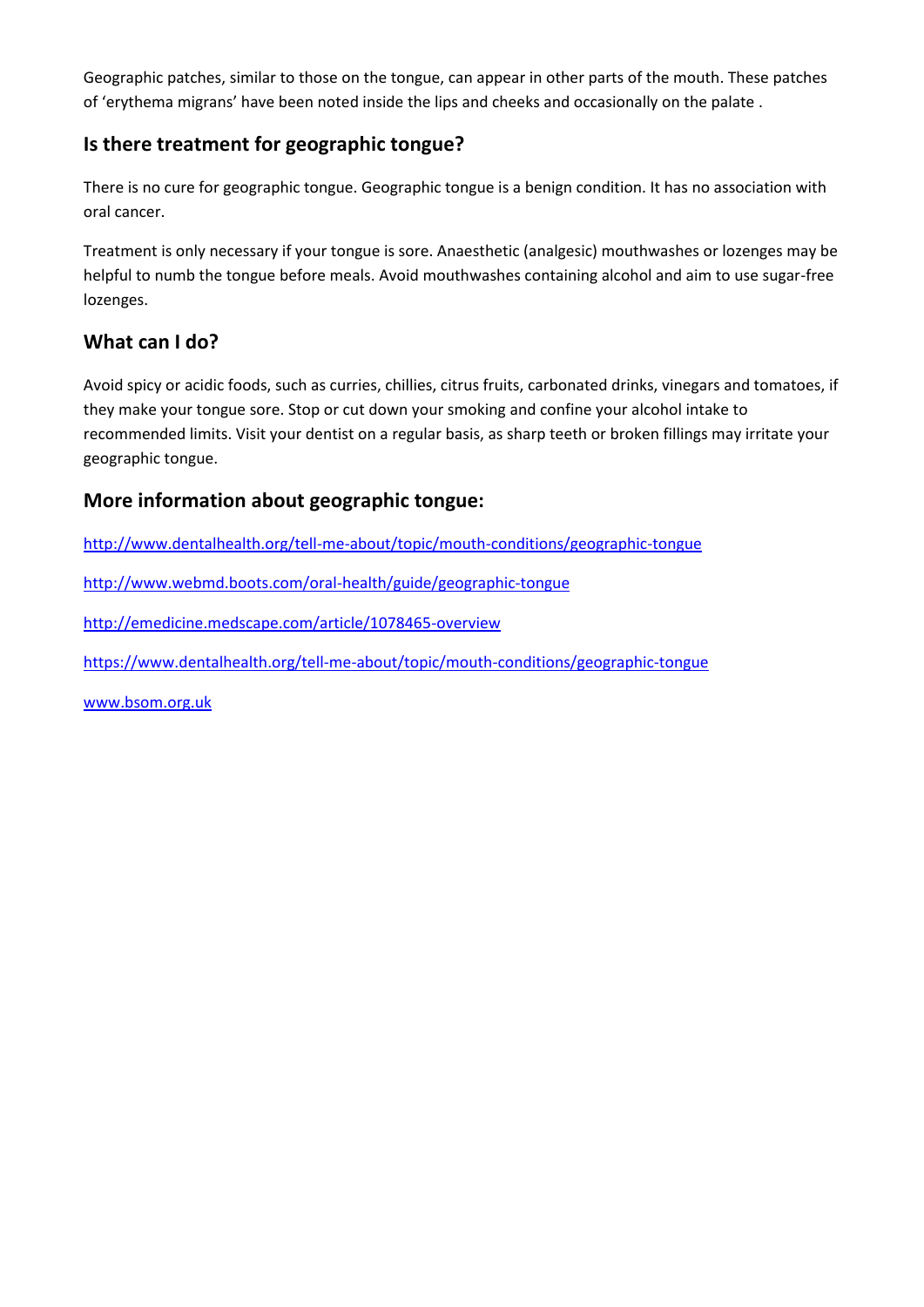Geographic patches, similar to those on the tongue, can appear in other parts of the mouth. These patches of 'erythema migrans' have been noted inside the lips and cheeks and occasionally on the palate .

## Is there treatment for geographic tongue?

There is no cure for geographic tongue. Geographic tongue is a benign condition. It has no association with oral cancer.

Treatment is only necessary if your tongue is sore. Anaesthetic (analgesic) mouthwashes or lozenges may be helpful to numb the tongue before meals. Avoid mouthwashes containing alcohol and aim to use sugar-free lozenges.

## What can I do?

Avoid spicy or acidic foods, such as curries, chillies, citrus fruits, carbonated drinks, vinegars and tomatoes, if they make your tongue sore. Stop or cut down your smoking and confine your alcohol intake to recommended limits. Visit your dentist on a regular basis, as sharp teeth or broken fillings may irritate your geographic tongue.

## More information about geographic tongue:

http://www.dentalhealth.org/tell-me-about/topic/mouth-conditions/geographic-tongue

http://www.webmd.boots.com/oral-health/guide/geographic-tongue

http://emedicine.medscape.com/article/1078465-overview

https://www.dentalhealth.org/tell-me-about/topic/mouth-conditions/geographic-tongue

www.bsom.org.uk